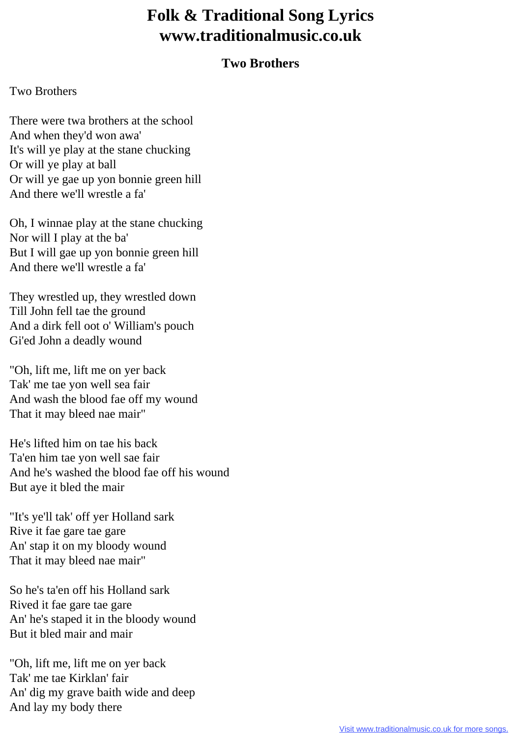# Folk & Traditional Song Lyrics
# www.traditionalmusic.co.uk

### Two Brothers

Two Brothers

There were twa brothers at the school  
And when they'd won awa'  
It's will ye play at the stane chucking  
Or will ye play at ball  
Or will ye gae up yon bonnie green hill  
And there we'll wrestle a fa'

Oh, I winnae play at the stane chucking  
Nor will I play at the ba'  
But I will gae up yon bonnie green hill  
And there we'll wrestle a fa'

They wrestled up, they wrestled down  
Till John fell tae the ground  
And a dirk fell oot o' William's pouch  
Gi'ed John a deadly wound

"Oh, lift me, lift me on yer back  
Tak' me tae yon well sea fair  
And wash the blood fae off my wound  
That it may bleed nae mair"

He's lifted him on tae his back  
Ta'en him tae yon well sae fair  
And he's washed the blood fae off his wound  
But aye it bled the mair

"It's ye'll tak' off yer Holland sark  
Rive it fae gare tae gare  
An' stap it on my bloody wound  
That it may bleed nae mair"

So he's ta'en off his Holland sark  
Rived it fae gare tae gare  
An' he's staped it in the bloody wound  
But it bled mair and mair

"Oh, lift me, lift me on yer back  
Tak' me tae Kirklan' fair  
An' dig my grave baith wide and deep  
And lay my body there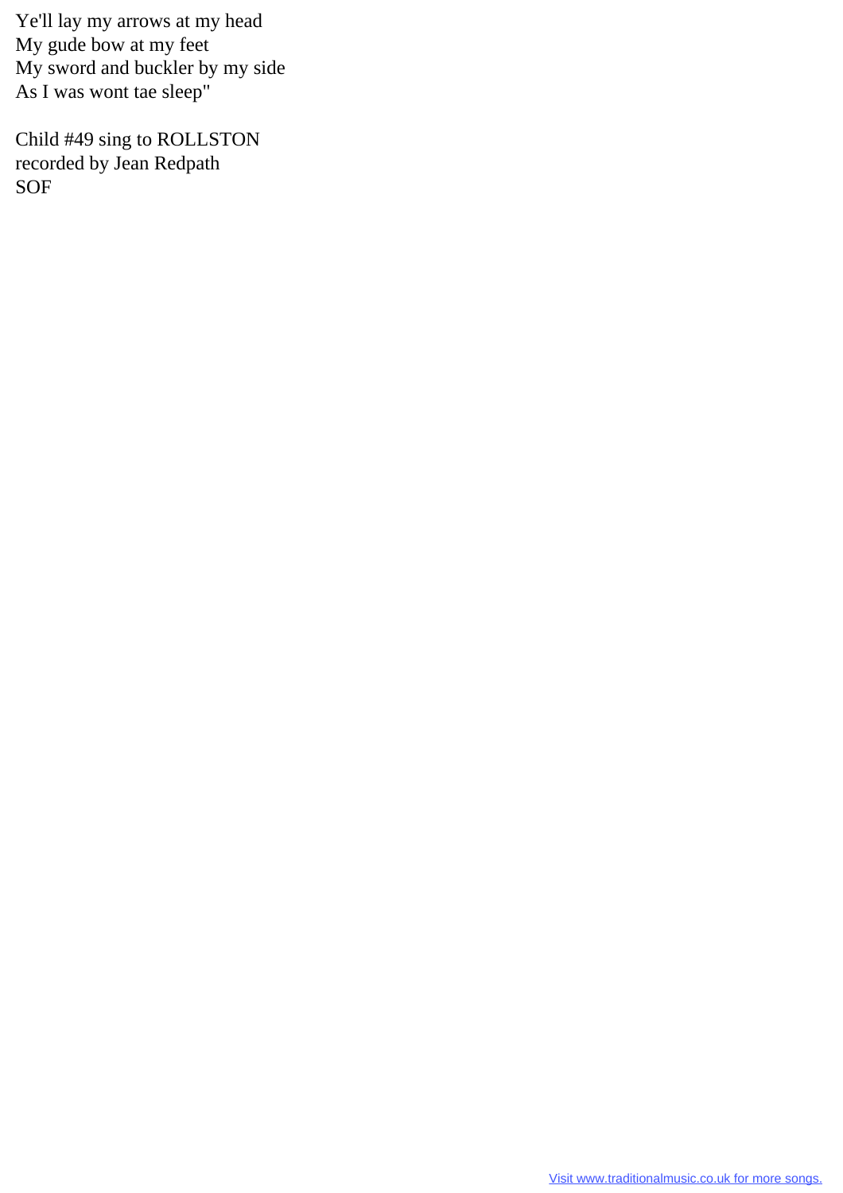Ye'll lay my arrows at my head
My gude bow at my feet
My sword and buckler by my side
As I was wont tae sleep"

Child #49 sing to ROLLSTON
recorded by Jean Redpath
SOF